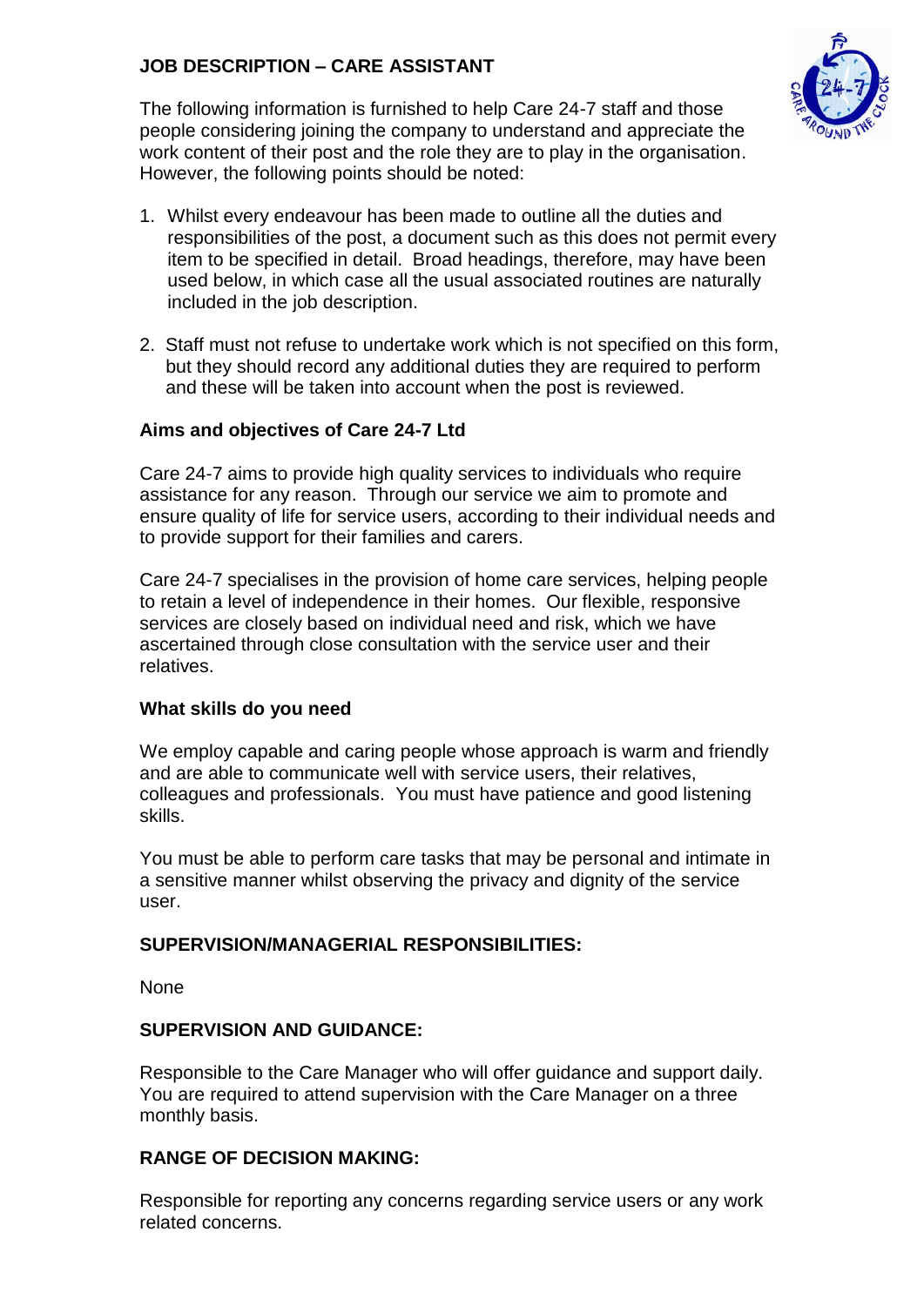# JOB DESCRIPTION – CARE ASSISTANT

The following information is furnished to help Care 24-7 staff and those people considering joining the company to understand and appreciate the work content of their post and the role they are to play in the organisation. However, the following points should be noted:

1. Whilst every endeavour has been made to outline all the duties and responsibilities of the post, a document such as this does not permit every item to be specified in detail. Broad headings, therefore, may have been used below, in which case all the usual associated routines are naturally included in the job description.

2. Staff must not refuse to undertake work which is not specified on this form, but they should record any additional duties they are required to perform and these will be taken into account when the post is reviewed.

## Aims and objectives of Care 24-7 Ltd

Care 24-7 aims to provide high quality services to individuals who require assistance for any reason. Through our service we aim to promote and ensure quality of life for service users, according to their individual needs and to provide support for their families and carers.

Care 24-7 specialises in the provision of home care services, helping people to retain a level of independence in their homes. Our flexible, responsive services are closely based on individual need and risk, which we have ascertained through close consultation with the service user and their relatives.

## What skills do you need

We employ capable and caring people whose approach is warm and friendly and are able to communicate well with service users, their relatives, colleagues and professionals. You must have patience and good listening skills.

You must be able to perform care tasks that may be personal and intimate in a sensitive manner whilst observing the privacy and dignity of the service user.

## SUPERVISION/MANAGERIAL RESPONSIBILITIES:

None

## SUPERVISION AND GUIDANCE:

Responsible to the Care Manager who will offer guidance and support daily. You are required to attend supervision with the Care Manager on a three monthly basis.

## RANGE OF DECISION MAKING:

Responsible for reporting any concerns regarding service users or any work related concerns.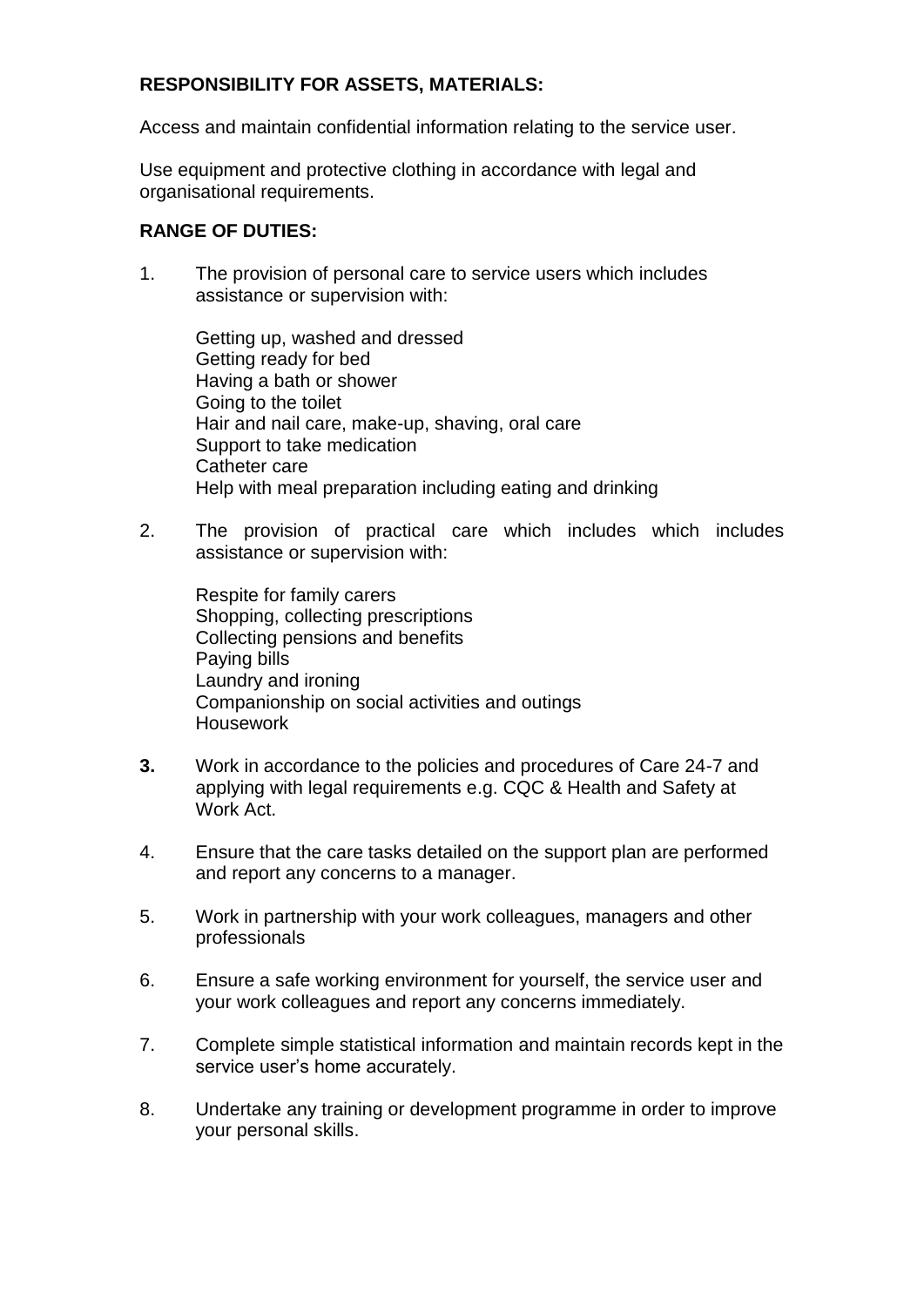**RESPONSIBILITY FOR ASSETS, MATERIALS:**

Access and maintain confidential information relating to the service user.

Use equipment and protective clothing in accordance with legal and organisational requirements.

**RANGE OF DUTIES:**

1. The provision of personal care to service users which includes assistance or supervision with:

   Getting up, washed and dressed
   Getting ready for bed
   Having a bath or shower
   Going to the toilet
   Hair and nail care, make-up, shaving, oral care
   Support to take medication
   Catheter care
   Help with meal preparation including eating and drinking

2. The provision of practical care which includes which includes assistance or supervision with:

   Respite for family carers
   Shopping, collecting prescriptions
   Collecting pensions and benefits
   Paying bills
   Laundry and ironing
   Companionship on social activities and outings
   Housework

3. Work in accordance to the policies and procedures of Care 24-7 and applying with legal requirements e.g. CQC & Health and Safety at Work Act.

4. Ensure that the care tasks detailed on the support plan are performed and report any concerns to a manager.

5. Work in partnership with your work colleagues, managers and other professionals

6. Ensure a safe working environment for yourself, the service user and your work colleagues and report any concerns immediately.

7. Complete simple statistical information and maintain records kept in the service user's home accurately.

8. Undertake any training or development programme in order to improve your personal skills.